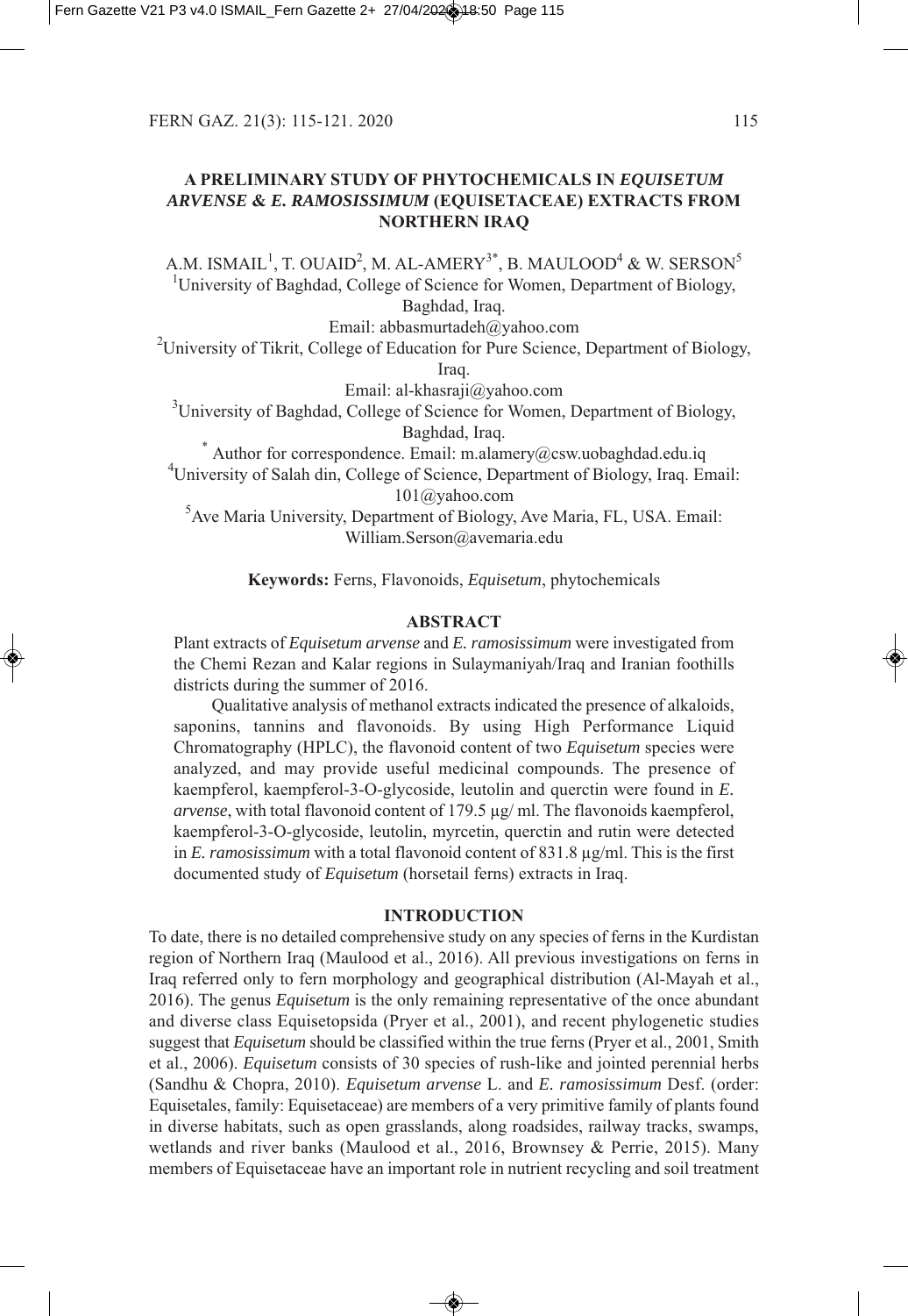# A PRELIMINARY STUDY OF PHYTOCHEMICALS IN *EQUISETUM ARVENSE* & *E. RAMOSISSIMUM* (EQUISETACEAE) EXTRACTS FROM NORTHERN IRAQ

A.M. ISMAIL[1], T. OUAID[2], M. AL-AMERY[3*], B. MAULOOD[4] & W. SERSON[5]

[1]University of Baghdad, College of Science for Women, Department of Biology, Baghdad, Iraq.
Email: abbasmurtadeh@yahoo.com

[2]University of Tikrit, College of Education for Pure Science, Department of Biology, Iraq.
Email: al-khasraji@yahoo.com

[3]University of Baghdad, College of Science for Women, Department of Biology, Baghdad, Iraq.
[*] Author for correspondence. Email: m.alamery@csw.uobaghdad.edu.iq

[4]University of Salah din, College of Science, Department of Biology, Iraq. Email: 101@yahoo.com

[5]Ave Maria University, Department of Biology, Ave Maria, FL, USA. Email: William.Serson@avemaria.edu

**Keywords:** Ferns, Flavonoids, *Equisetum*, phytochemicals

## ABSTRACT

Plant extracts of *Equisetum arvense* and *E. ramosissimum* were investigated from the Chemi Rezan and Kalar regions in Sulaymaniyah/Iraq and Iranian foothills districts during the summer of 2016.

Qualitative analysis of methanol extracts indicated the presence of alkaloids, saponins, tannins and flavonoids. By using High Performance Liquid Chromatography (HPLC), the flavonoid content of two *Equisetum* species were analyzed, and may provide useful medicinal compounds. The presence of kaempferol, kaempferol-3-O-glycoside, leutolin and querctin were found in *E. arvense*, with total flavonoid content of 179.5 µg/ ml. The flavonoids kaempferol, kaempferol-3-O-glycoside, leutolin, myrcetin, querctin and rutin were detected in *E. ramosissimum* with a total flavonoid content of 831.8 µg/ml. This is the first documented study of *Equisetum* (horsetail ferns) extracts in Iraq.

## INTRODUCTION

To date, there is no detailed comprehensive study on any species of ferns in the Kurdistan region of Northern Iraq (Maulood et al., 2016). All previous investigations on ferns in Iraq referred only to fern morphology and geographical distribution (Al-Mayah et al., 2016). The genus *Equisetum* is the only remaining representative of the once abundant and diverse class Equisetopsida (Pryer et al., 2001), and recent phylogenetic studies suggest that *Equisetum* should be classified within the true ferns (Pryer et al., 2001, Smith et al., 2006). *Equisetum* consists of 30 species of rush-like and jointed perennial herbs (Sandhu & Chopra, 2010). *Equisetum arvense* L. and *E. ramosissimum* Desf. (order: Equisetales, family: Equisetaceae) are members of a very primitive family of plants found in diverse habitats, such as open grasslands, along roadsides, railway tracks, swamps, wetlands and river banks (Maulood et al., 2016, Brownsey & Perrie, 2015). Many members of Equisetaceae have an important role in nutrient recycling and soil treatment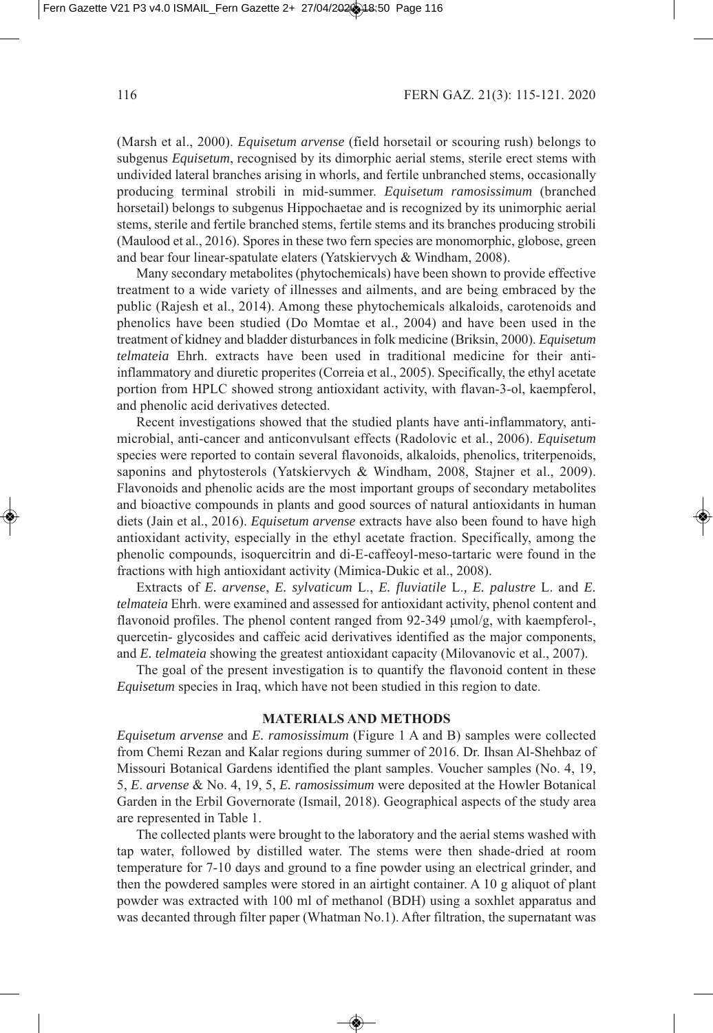(Marsh et al., 2000). *Equisetum arvense* (field horsetail or scouring rush) belongs to subgenus *Equisetum*, recognised by its dimorphic aerial stems, sterile erect stems with undivided lateral branches arising in whorls, and fertile unbranched stems, occasionally producing terminal strobili in mid-summer. *Equisetum ramosissimum* (branched horsetail) belongs to subgenus Hippochaetae and is recognized by its unimorphic aerial stems, sterile and fertile branched stems, fertile stems and its branches producing strobili (Maulood et al., 2016). Spores in these two fern species are monomorphic, globose, green and bear four linear-spatulate elaters (Yatskiervych & Windham, 2008).

Many secondary metabolites (phytochemicals) have been shown to provide effective treatment to a wide variety of illnesses and ailments, and are being embraced by the public (Rajesh et al., 2014). Among these phytochemicals alkaloids, carotenoids and phenolics have been studied (Do Momtae et al., 2004) and have been used in the treatment of kidney and bladder disturbances in folk medicine (Briksin, 2000). *Equisetum telmateia* Ehrh. extracts have been used in traditional medicine for their anti-inflammatory and diuretic properites (Correia et al., 2005). Specifically, the ethyl acetate portion from HPLC showed strong antioxidant activity, with flavan-3-ol, kaempferol, and phenolic acid derivatives detected.

Recent investigations showed that the studied plants have anti-inflammatory, anti-microbial, anti-cancer and anticonvulsant effects (Radolovic et al., 2006). *Equisetum* species were reported to contain several flavonoids, alkaloids, phenolics, triterpenoids, saponins and phytosterols (Yatskiervych & Windham, 2008, Stajner et al., 2009). Flavonoids and phenolic acids are the most important groups of secondary metabolites and bioactive compounds in plants and good sources of natural antioxidants in human diets (Jain et al., 2016). *Equisetum arvense* extracts have also been found to have high antioxidant activity, especially in the ethyl acetate fraction. Specifically, among the phenolic compounds, isoquercitrin and di-E-caffeoyl-meso-tartaric were found in the fractions with high antioxidant activity (Mimica-Dukic et al., 2008).

Extracts of *E. arvense*, *E. sylvaticum* L., *E. fluviatile* L., *E. palustre* L. and *E. telmateia* Ehrh. were examined and assessed for antioxidant activity, phenol content and flavonoid profiles. The phenol content ranged from 92-349 μmol/g, with kaempferol-, quercetin- glycosides and caffeic acid derivatives identified as the major components, and *E. telmateia* showing the greatest antioxidant capacity (Milovanovic et al., 2007).

The goal of the present investigation is to quantify the flavonoid content in these *Equisetum* species in Iraq, which have not been studied in this region to date.

## MATERIALS AND METHODS

*Equisetum arvense* and *E. ramosissimum* (Figure 1 A and B) samples were collected from Chemi Rezan and Kalar regions during summer of 2016. Dr. Ihsan Al-Shehbaz of Missouri Botanical Gardens identified the plant samples. Voucher samples (No. 4, 19, 5, *E. arvense* & No. 4, 19, 5, *E. ramosissimum* were deposited at the Howler Botanical Garden in the Erbil Governorate (Ismail, 2018). Geographical aspects of the study area are represented in Table 1.

The collected plants were brought to the laboratory and the aerial stems washed with tap water, followed by distilled water. The stems were then shade-dried at room temperature for 7-10 days and ground to a fine powder using an electrical grinder, and then the powdered samples were stored in an airtight container. A 10 g aliquot of plant powder was extracted with 100 ml of methanol (BDH) using a soxhlet apparatus and was decanted through filter paper (Whatman No.1). After filtration, the supernatant was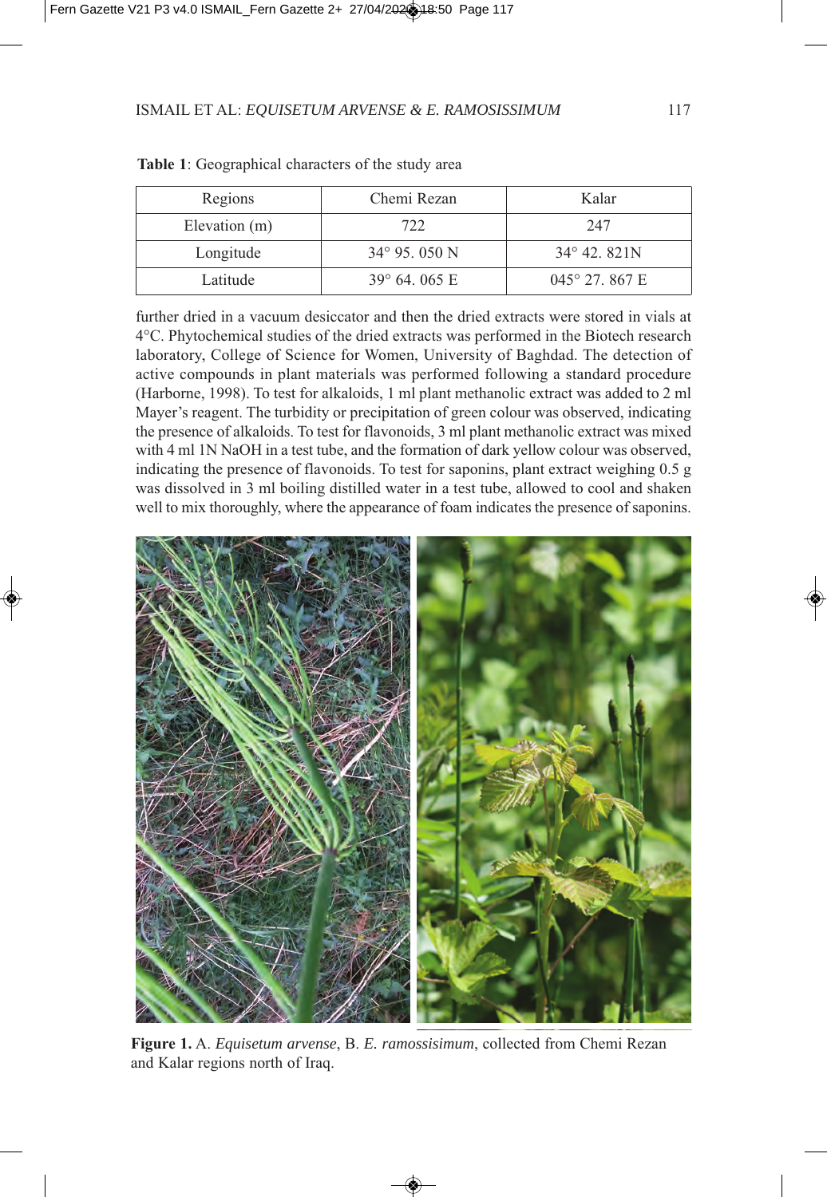**Table 1**: Geographical characters of the study area

| Regions | Chemi Rezan | Kalar |
|---|---|---|
| Elevation (m) | 722 | 247 |
| Longitude | 34° 95. 050 N | 34° 42. 821N |
| Latitude | 39° 64. 065 E | 045° 27. 867 E |

further dried in a vacuum desiccator and then the dried extracts were stored in vials at 4°C. Phytochemical studies of the dried extracts was performed in the Biotech research laboratory, College of Science for Women, University of Baghdad. The detection of active compounds in plant materials was performed following a standard procedure (Harborne, 1998). To test for alkaloids, 1 ml plant methanolic extract was added to 2 ml Mayer's reagent. The turbidity or precipitation of green colour was observed, indicating the presence of alkaloids. To test for flavonoids, 3 ml plant methanolic extract was mixed with 4 ml 1N NaOH in a test tube, and the formation of dark yellow colour was observed, indicating the presence of flavonoids. To test for saponins, plant extract weighing 0.5 g was dissolved in 3 ml boiling distilled water in a test tube, allowed to cool and shaken well to mix thoroughly, where the appearance of foam indicates the presence of saponins.

**Figure 1.** A. *Equisetum arvense*, B. *E. ramossisimum*, collected from Chemi Rezan and Kalar regions north of Iraq.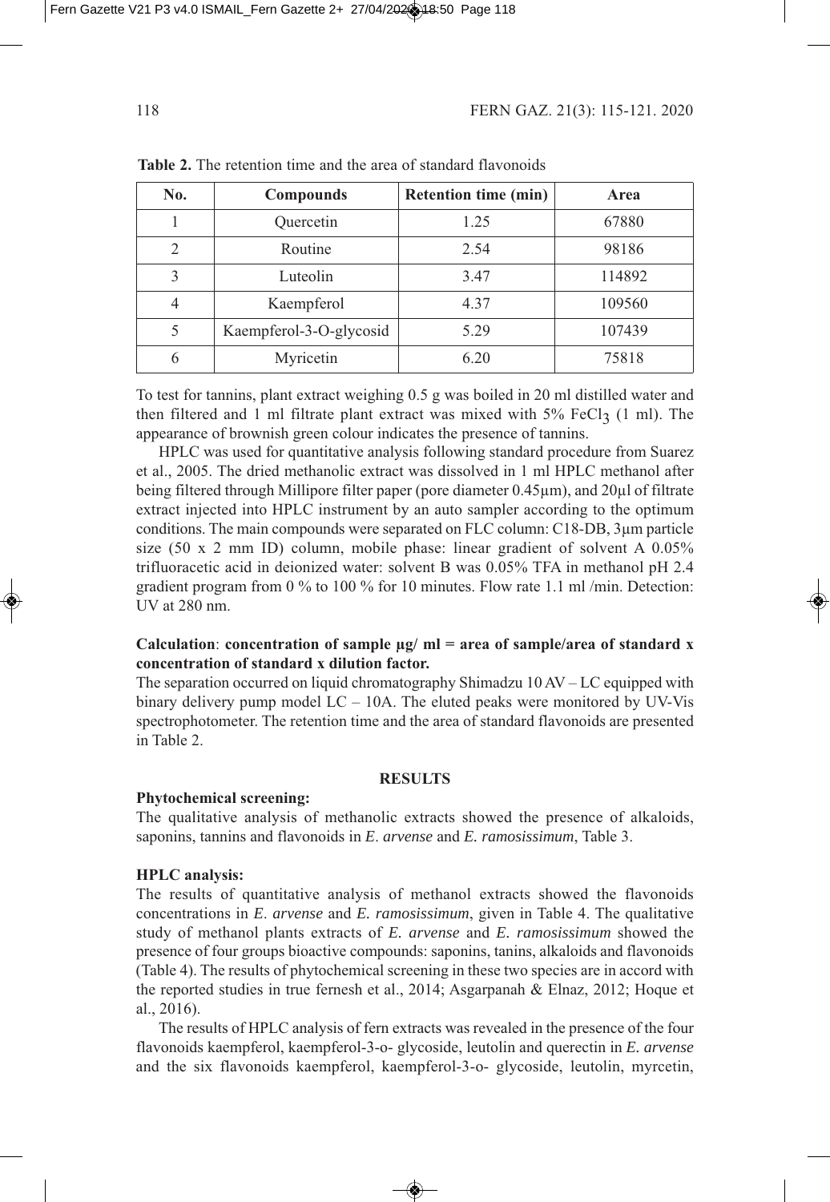**Table 2.** The retention time and the area of standard flavonoids

| No. | Compounds | Retention time (min) | Area |
|---|---|---|---|
| 1 | Quercetin | 1.25 | 67880 |
| 2 | Routine | 2.54 | 98186 |
| 3 | Luteolin | 3.47 | 114892 |
| 4 | Kaempferol | 4.37 | 109560 |
| 5 | Kaempferol-3-O-glycosid | 5.29 | 107439 |
| 6 | Myricetin | 6.20 | 75818 |

To test for tannins, plant extract weighing 0.5 g was boiled in 20 ml distilled water and then filtered and 1 ml filtrate plant extract was mixed with 5% $FeCl_3$ (1 ml). The appearance of brownish green colour indicates the presence of tannins.

HPLC was used for quantitative analysis following standard procedure from Suarez et al., 2005. The dried methanolic extract was dissolved in 1 ml HPLC methanol after being filtered through Millipore filter paper (pore diameter 0.45μm), and 20μl of filtrate extract injected into HPLC instrument by an auto sampler according to the optimum conditions. The main compounds were separated on FLC column: C18-DB, 3μm particle size (50 x 2 mm ID) column, mobile phase: linear gradient of solvent A 0.05% trifluoracetic acid in deionized water: solvent B was 0.05% TFA in methanol pH 2.4 gradient program from 0 % to 100 % for 10 minutes. Flow rate 1.1 ml /min. Detection: UV at 280 nm.

**Calculation**: **concentration of sample μg/ ml = area of sample/area of standard x concentration of standard x dilution factor.**

The separation occurred on liquid chromatography Shimadzu 10 AV – LC equipped with binary delivery pump model LC – 10A. The eluted peaks were monitored by UV-Vis spectrophotometer. The retention time and the area of standard flavonoids are presented in Table 2.

## RESULTS

### Phytochemical screening:

The qualitative analysis of methanolic extracts showed the presence of alkaloids, saponins, tannins and flavonoids in *E. arvense* and *E. ramosissimum*, Table 3.

### HPLC analysis:

The results of quantitative analysis of methanol extracts showed the flavonoids concentrations in *E. arvense* and *E. ramosissimum*, given in Table 4. The qualitative study of methanol plants extracts of *E. arvense* and *E. ramosissimum* showed the presence of four groups bioactive compounds: saponins, tanins, alkaloids and flavonoids (Table 4). The results of phytochemical screening in these two species are in accord with the reported studies in true fernesh et al., 2014; Asgarpanah & Elnaz, 2012; Hoque et al., 2016).

The results of HPLC analysis of fern extracts was revealed in the presence of the four flavonoids kaempferol, kaempferol-3-o- glycoside, leutolin and querectin in *E. arvense* and the six flavonoids kaempferol, kaempferol-3-o- glycoside, leutolin, myrcetin,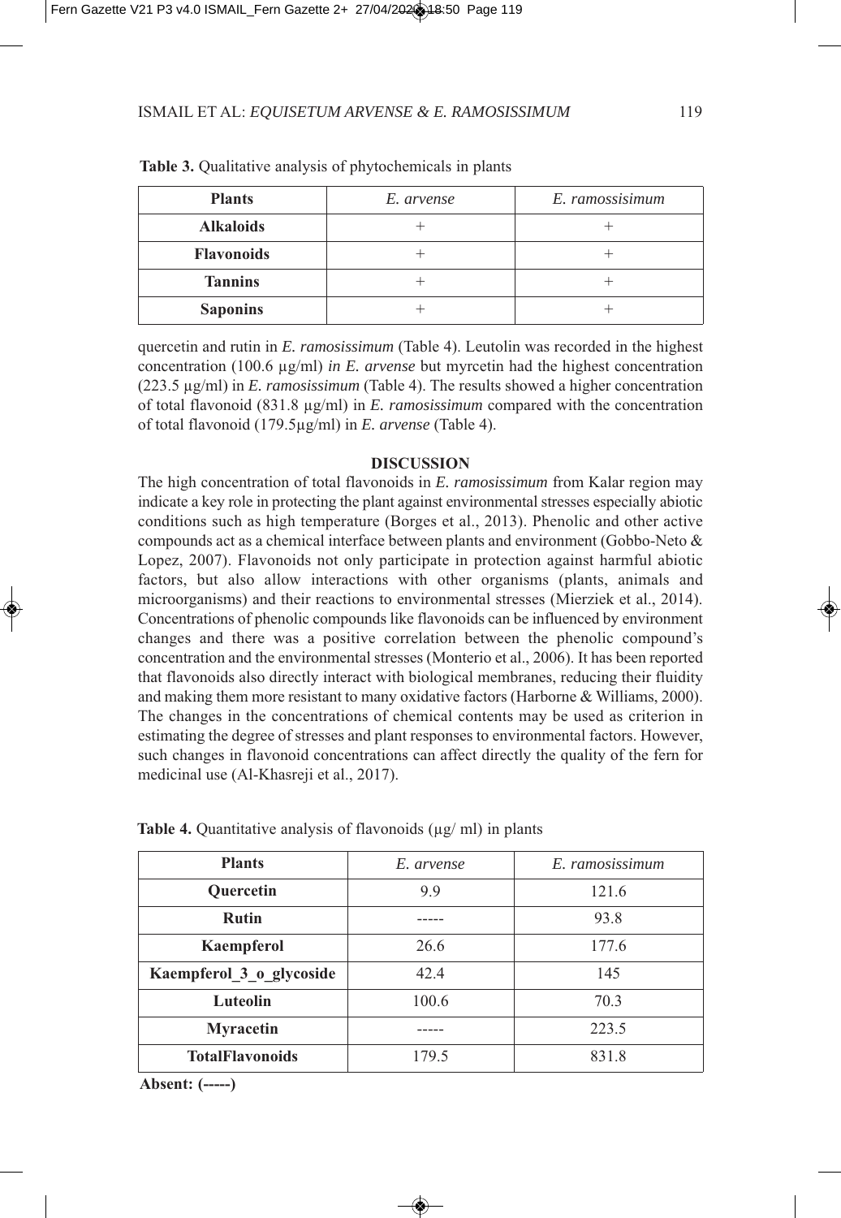**Table 3.** Qualitative analysis of phytochemicals in plants

| Plants | *E. arvense* | *E. ramossisimum* |
|---|---|---|
| **Alkaloids** | + | + |
| **Flavonoids** | + | + |
| **Tannins** | + | + |
| **Saponins** | + | + |

quercetin and rutin in *E. ramosissimum* (Table 4). Leutolin was recorded in the highest concentration (100.6 µg/ml) *in E. arvense* but myrcetin had the highest concentration (223.5 µg/ml) in *E. ramossisimum* (Table 4). The results showed a higher concentration of total flavonoid (831.8 µg/ml) in *E. ramossisimum* compared with the concentration of total flavonoid (179.5µg/ml) in *E. arvense* (Table 4).

## DISCUSSION

The high concentration of total flavonoids in *E. ramossisimum* from Kalar region may indicate a key role in protecting the plant against environmental stresses especially abiotic conditions such as high temperature (Borges et al., 2013). Phenolic and other active compounds act as a chemical interface between plants and environment (Gobbo-Neto & Lopez, 2007). Flavonoids not only participate in protection against harmful abiotic factors, but also allow interactions with other organisms (plants, animals and microorganisms) and their reactions to environmental stresses (Mierziek et al., 2014). Concentrations of phenolic compounds like flavonoids can be influenced by environment changes and there was a positive correlation between the phenolic compound's concentration and the environmental stresses (Monterio et al., 2006). It has been reported that flavonoids also directly interact with biological membranes, reducing their fluidity and making them more resistant to many oxidative factors (Harborne & Williams, 2000). The changes in the concentrations of chemical contents may be used as criterion in estimating the degree of stresses and plant responses to environmental factors. However, such changes in flavonoid concentrations can affect directly the quality of the fern for medicinal use (Al-Khasreji et al., 2017).

**Table 4.** Quantitative analysis of flavonoids (µg/ ml) in plants

| Plants | *E. arvense* | *E. ramossissimum* |
|---|---|---|
| **Quercetin** | 9.9 | 121.6 |
| **Rutin** | ----- | 93.8 |
| **Kaempferol** | 26.6 | 177.6 |
| **Kaempferol_3_o_glycoside** | 42.4 | 145 |
| **Luteolin** | 100.6 | 70.3 |
| **Myracetin** | ----- | 223.5 |
| **TotalFlavonoids** | 179.5 | 831.8 |

**Absent: (-----)**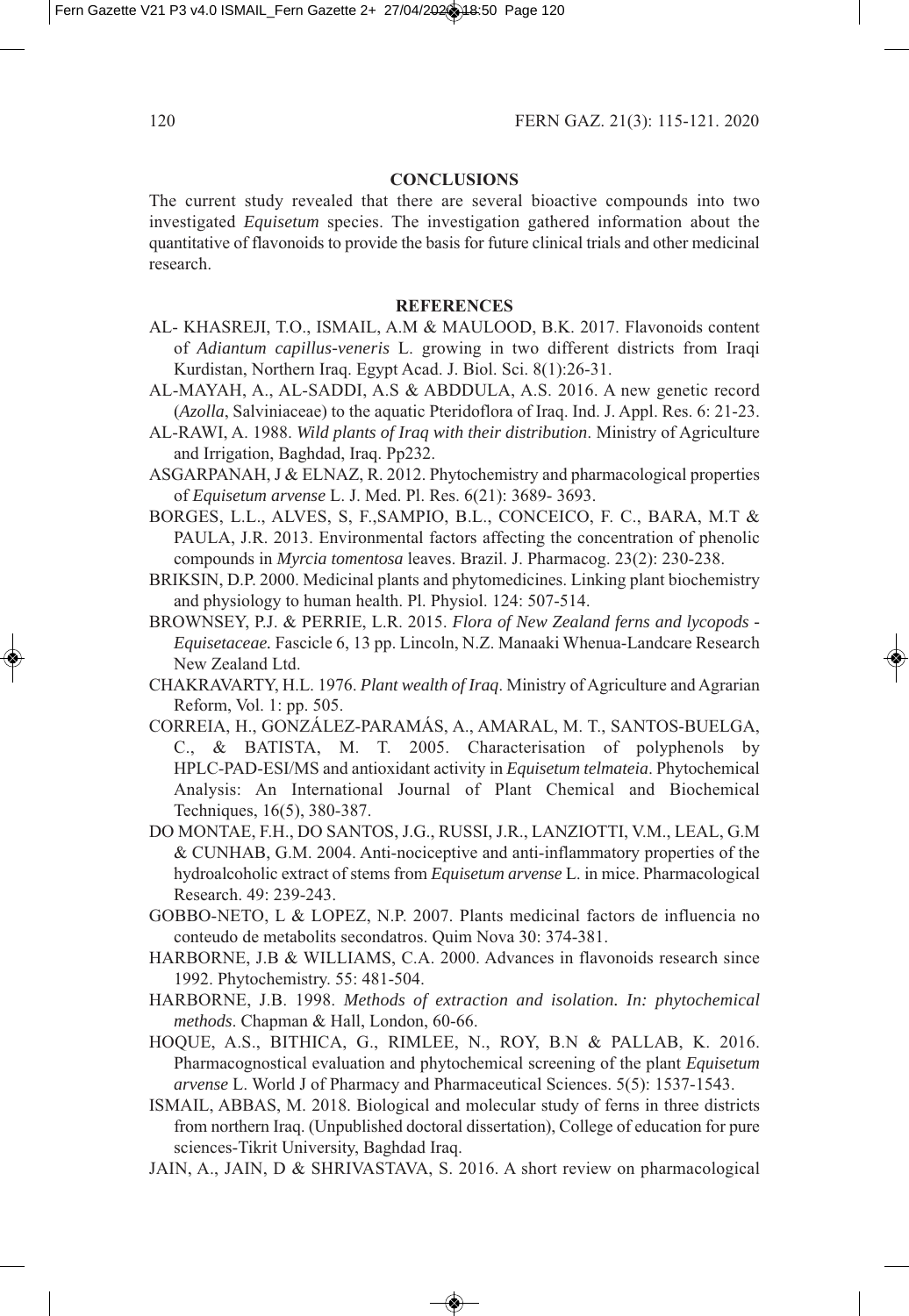## CONCLUSIONS

The current study revealed that there are several bioactive compounds into two investigated *Equisetum* species. The investigation gathered information about the quantitative of flavonoids to provide the basis for future clinical trials and other medicinal research.

## REFERENCES

AL- KHASREJI, T.O., ISMAIL, A.M & MAULOOD, B.K. 2017. Flavonoids content of *Adiantum capillus-veneris* L. growing in two different districts from Iraqi Kurdistan, Northern Iraq. Egypt Acad. J. Biol. Sci. 8(1):26-31.

AL-MAYAH, A., AL-SADDI, A.S & ABDDULA, A.S. 2016. A new genetic record (*Azolla*, Salviniaceae) to the aquatic Pteridoflora of Iraq. Ind. J. Appl. Res. 6: 21-23.

AL-RAWI, A. 1988. *Wild plants of Iraq with their distribution*. Ministry of Agriculture and Irrigation, Baghdad, Iraq. Pp232.

ASGARPANAH, J & ELNAZ, R. 2012. Phytochemistry and pharmacological properties of *Equisetum arvense* L. J. Med. Pl. Res. 6(21): 3689- 3693.

BORGES, L.L., ALVES, S, F.,SAMPIO, B.L., CONCEICO, F. C., BARA, M.T & PAULA, J.R. 2013. Environmental factors affecting the concentration of phenolic compounds in *Myrcia tomentosa* leaves. Brazil. J. Pharmacog. 23(2): 230-238.

BRIKSIN, D.P. 2000. Medicinal plants and phytomedicines. Linking plant biochemistry and physiology to human health. Pl. Physiol. 124: 507-514.

BROWNSEY, P.J. & PERRIE, L.R. 2015. *Flora of New Zealand ferns and lycopods - Equisetaceae.* Fascicle 6, 13 pp. Lincoln, N.Z. Manaaki Whenua-Landcare Research New Zealand Ltd.

CHAKRAVARTY, H.L. 1976. *Plant wealth of Iraq*. Ministry of Agriculture and Agrarian Reform, Vol. 1: pp. 505.

CORREIA, H., GONZÁLEZ-PARAMÁS, A., AMARAL, M. T., SANTOS-BUELGA, C., & BATISTA, M. T. 2005. Characterisation of polyphenols by HPLC-PAD-ESI/MS and antioxidant activity in *Equisetum telmateia*. Phytochemical Analysis: An International Journal of Plant Chemical and Biochemical Techniques, 16(5), 380-387.

DO MONTAE, F.H., DO SANTOS, J.G., RUSSI, J.R., LANZIOTTI, V.M., LEAL, G.M & CUNHAB, G.M. 2004. Anti-nociceptive and anti-inflammatory properties of the hydroalcoholic extract of stems from *Equisetum arvense* L. in mice. Pharmacological Research. 49: 239-243.

GOBBO-NETO, L & LOPEZ, N.P. 2007. Plants medicinal factors de influencia no conteudo de metabolits secondatros. Quim Nova 30: 374-381.

HARBORNE, J.B & WILLIAMS, C.A. 2000. Advances in flavonoids research since 1992. Phytochemistry. 55: 481-504.

HARBORNE, J.B. 1998. *Methods of extraction and isolation. In: phytochemical methods*. Chapman & Hall, London, 60-66.

HOQUE, A.S., BITHICA, G., RIMLEE, N., ROY, B.N & PALLAB, K. 2016. Pharmacognostical evaluation and phytochemical screening of the plant *Equisetum arvense* L. World J of Pharmacy and Pharmaceutical Sciences. 5(5): 1537-1543.

ISMAIL, ABBAS, M. 2018. Biological and molecular study of ferns in three districts from northern Iraq. (Unpublished doctoral dissertation), College of education for pure sciences-Tikrit University, Baghdad Iraq.

JAIN, A., JAIN, D & SHRIVASTAVA, S. 2016. A short review on pharmacological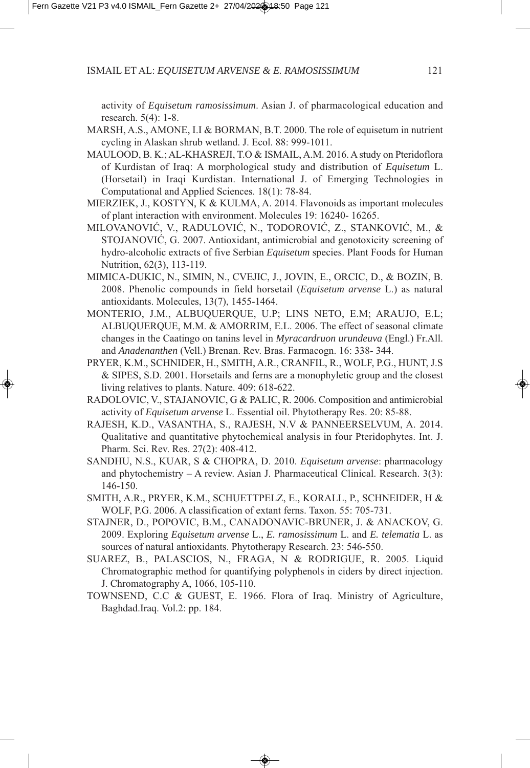activity of *Equisetum ramosissimum*. Asian J. of pharmacological education and research. 5(4): 1-8.

MARSH, A.S., AMONE, I.I & BORMAN, B.T. 2000. The role of equisetum in nutrient cycling in Alaskan shrub wetland. J. Ecol. 88: 999-1011.

MAULOOD, B. K.; AL-KHASREJI, T.O & ISMAIL, A.M. 2016. A study on Pteridoflora of Kurdistan of Iraq: A morphological study and distribution of *Equisetum* L. (Horsetail) in Iraqi Kurdistan. International J. of Emerging Technologies in Computational and Applied Sciences. 18(1): 78-84.

MIERZIEK, J., KOSTYN, K & KULMA, A. 2014. Flavonoids as important molecules of plant interaction with environment. Molecules 19: 16240- 16265.

MILOVANOVIĆ, V., RADULOVIĆ, N., TODOROVIĆ, Z., STANKOVIĆ, M., & STOJANOVIĆ, G. 2007. Antioxidant, antimicrobial and genotoxicity screening of hydro-alcoholic extracts of five Serbian *Equisetum* species. Plant Foods for Human Nutrition, 62(3), 113-119.

MIMICA-DUKIC, N., SIMIN, N., CVEJIC, J., JOVIN, E., ORCIC, D., & BOZIN, B. 2008. Phenolic compounds in field horsetail (*Equisetum arvense* L.) as natural antioxidants. Molecules, 13(7), 1455-1464.

MONTERIO, J.M., ALBUQUERQUE, U.P; LINS NETO, E.M; ARAUJO, E.L; ALBUQUERQUE, M.M. & AMORRIM, E.L. 2006. The effect of seasonal climate changes in the Caatingo on tanins level in *Myracardruon urundeuva* (Engl.) Fr.All. and *Anadenanthen* (Vell.) Brenan. Rev. Bras. Farmacogn. 16: 338- 344.

PRYER, K.M., SCHNIDER, H., SMITH, A.R., CRANFIL, R., WOLF, P.G., HUNT, J.S & SIPES, S.D. 2001. Horsetails and ferns are a monophyletic group and the closest living relatives to plants. Nature. 409: 618-622.

RADOLOVIC, V., STAJANOVIC, G & PALIC, R. 2006. Composition and antimicrobial activity of *Equisetum arvense* L. Essential oil. Phytotherapy Res. 20: 85-88.

RAJESH, K.D., VASANTHA, S., RAJESH, N.V & PANNEERSELVUM, A. 2014. Qualitative and quantitative phytochemical analysis in four Pteridophytes. Int. J. Pharm. Sci. Rev. Res. 27(2): 408-412.

SANDHU, N.S., KUAR, S & CHOPRA, D. 2010. *Equisetum arvense*: pharmacology and phytochemistry – A review. Asian J. Pharmaceutical Clinical. Research. 3(3): 146-150.

SMITH, A.R., PRYER, K.M., SCHUETTPELZ, E., KORALL, P., SCHNEIDER, H & WOLF, P.G. 2006. A classification of extant ferns. Taxon. 55: 705-731.

STAJNER, D., POPOVIC, B.M., CANADONAVIC-BRUNER, J. & ANACKOV, G. 2009. Exploring *Equisetum arvense* L., *E. ramosissimum* L. and *E. telematia* L. as sources of natural antioxidants. Phytotherapy Research. 23: 546-550.

SUAREZ, B., PALASCIOS, N., FRAGA, N & RODRIGUE, R. 2005. Liquid Chromatographic method for quantifying polyphenols in ciders by direct injection. J. Chromatography A, 1066, 105-110.

TOWNSEND, C.C & GUEST, E. 1966. Flora of Iraq. Ministry of Agriculture, Baghdad.Iraq. Vol.2: pp. 184.